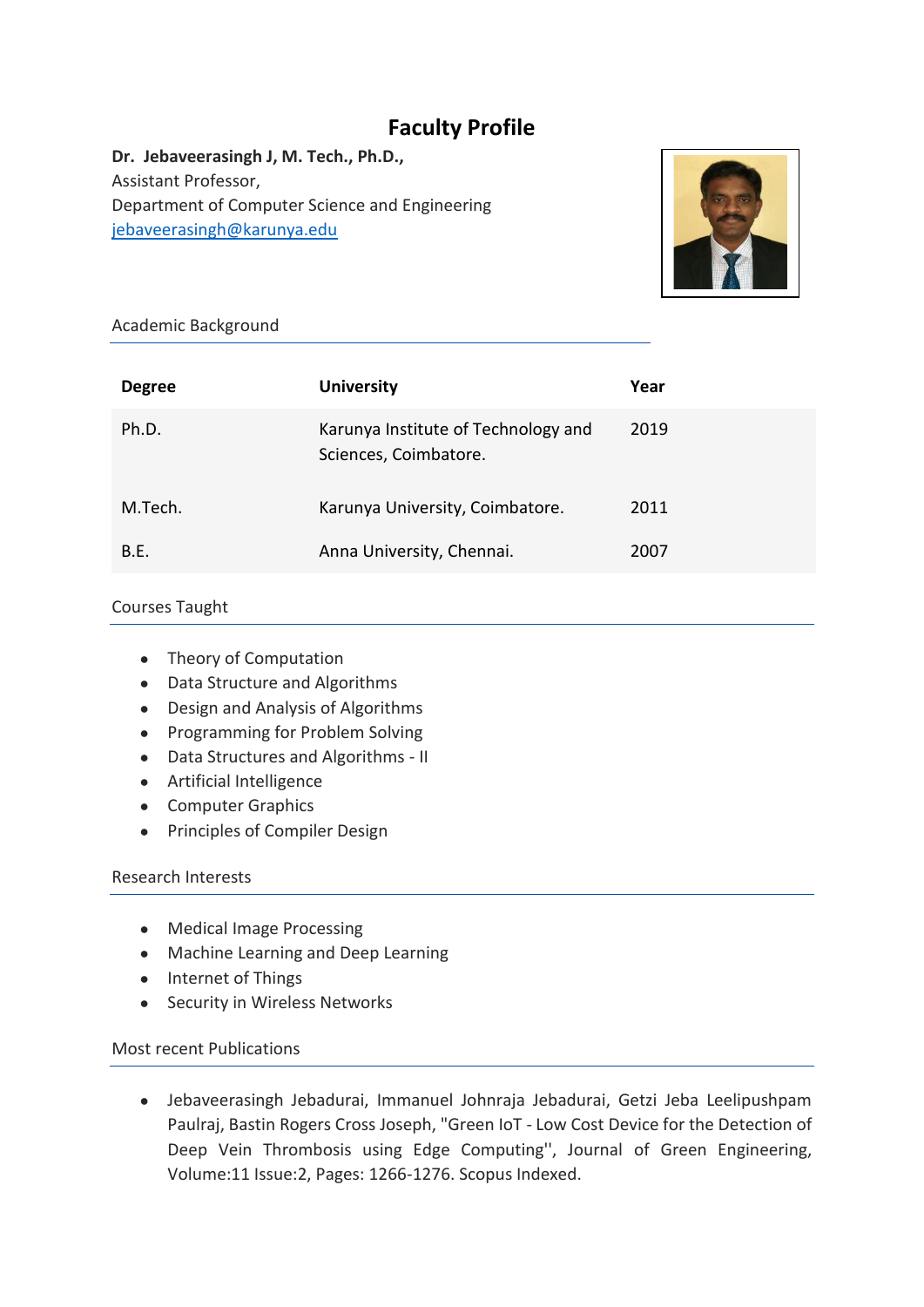# Faculty Profile

**Dr. Jebaveerasingh J, M. Tech., Ph.D.,**
Assistant Professor,
Department of Computer Science and Engineering
[jebaveerasingh@karunya.edu](mailto:jebaveerasingh@karunya.edu)

## Academic Background

| Degree | University | Year |
|---|---|---|
| Ph.D. | Karunya Institute of Technology and Sciences, Coimbatore. | 2019 |
| M.Tech. | Karunya University, Coimbatore. | 2011 |
| B.E. | Anna University, Chennai. | 2007 |

## Courses Taught

- Theory of Computation
- Data Structure and Algorithms
- Design and Analysis of Algorithms
- Programming for Problem Solving
- Data Structures and Algorithms - II
- Artificial Intelligence
- Computer Graphics
- Principles of Compiler Design

## Research Interests

- Medical Image Processing
- Machine Learning and Deep Learning
- Internet of Things
- Security in Wireless Networks

## Most recent Publications

- Jebaveerasingh Jebadurai, Immanuel Johnraja Jebadurai, Getzi Jeba Leelipushpam Paulraj, Bastin Rogers Cross Joseph, "Green IoT - Low Cost Device for the Detection of Deep Vein Thrombosis using Edge Computing'', Journal of Green Engineering, Volume:11 Issue:2, Pages: 1266-1276. Scopus Indexed.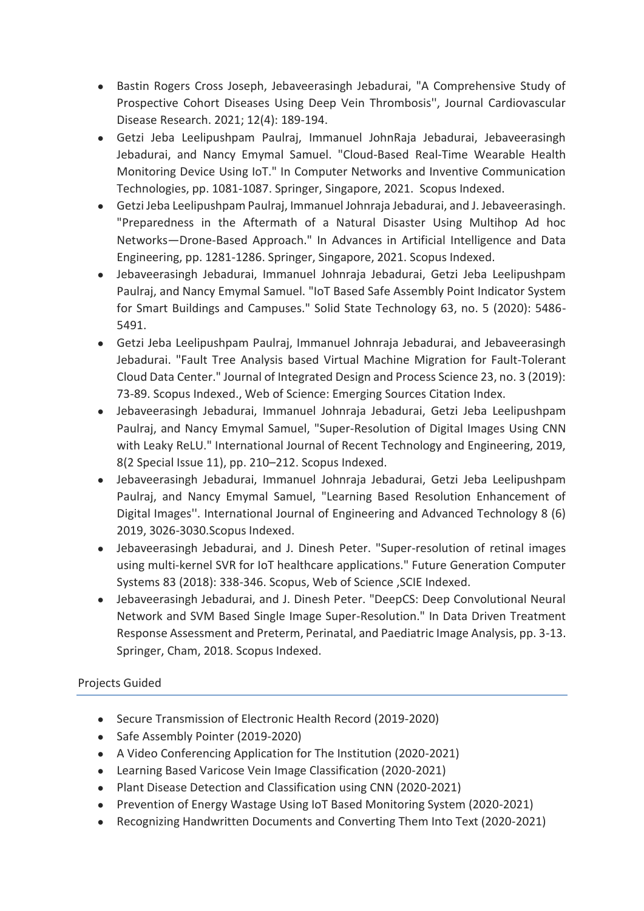- Bastin Rogers Cross Joseph, Jebaveerasingh Jebadurai, "A Comprehensive Study of Prospective Cohort Diseases Using Deep Vein Thrombosis'', Journal Cardiovascular Disease Research. 2021; 12(4): 189-194.
- Getzi Jeba Leelipushpam Paulraj, Immanuel JohnRaja Jebadurai, Jebaveerasingh Jebadurai, and Nancy Emymal Samuel. "Cloud-Based Real-Time Wearable Health Monitoring Device Using IoT." In Computer Networks and Inventive Communication Technologies, pp. 1081-1087. Springer, Singapore, 2021. Scopus Indexed.
- Getzi Jeba Leelipushpam Paulraj, Immanuel Johnraja Jebadurai, and J. Jebaveerasingh. "Preparedness in the Aftermath of a Natural Disaster Using Multihop Ad hoc Networks—Drone-Based Approach." In Advances in Artificial Intelligence and Data Engineering, pp. 1281-1286. Springer, Singapore, 2021. Scopus Indexed.
- Jebaveerasingh Jebadurai, Immanuel Johnraja Jebadurai, Getzi Jeba Leelipushpam Paulraj, and Nancy Emymal Samuel. "IoT Based Safe Assembly Point Indicator System for Smart Buildings and Campuses." Solid State Technology 63, no. 5 (2020): 5486-5491.
- Getzi Jeba Leelipushpam Paulraj, Immanuel Johnraja Jebadurai, and Jebaveerasingh Jebadurai. "Fault Tree Analysis based Virtual Machine Migration for Fault-Tolerant Cloud Data Center." Journal of Integrated Design and Process Science 23, no. 3 (2019): 73-89. Scopus Indexed., Web of Science: Emerging Sources Citation Index.
- Jebaveerasingh Jebadurai, Immanuel Johnraja Jebadurai, Getzi Jeba Leelipushpam Paulraj, and Nancy Emymal Samuel, "Super-Resolution of Digital Images Using CNN with Leaky ReLU." International Journal of Recent Technology and Engineering, 2019, 8(2 Special Issue 11), pp. 210–212. Scopus Indexed.
- Jebaveerasingh Jebadurai, Immanuel Johnraja Jebadurai, Getzi Jeba Leelipushpam Paulraj, and Nancy Emymal Samuel, "Learning Based Resolution Enhancement of Digital Images''. International Journal of Engineering and Advanced Technology 8 (6) 2019, 3026-3030.Scopus Indexed.
- Jebaveerasingh Jebadurai, and J. Dinesh Peter. "Super-resolution of retinal images using multi-kernel SVR for IoT healthcare applications." Future Generation Computer Systems 83 (2018): 338-346. Scopus, Web of Science ,SCIE Indexed.
- Jebaveerasingh Jebadurai, and J. Dinesh Peter. "DeepCS: Deep Convolutional Neural Network and SVM Based Single Image Super-Resolution." In Data Driven Treatment Response Assessment and Preterm, Perinatal, and Paediatric Image Analysis, pp. 3-13. Springer, Cham, 2018. Scopus Indexed.

## Projects Guided

- Secure Transmission of Electronic Health Record (2019-2020)
- Safe Assembly Pointer (2019-2020)
- A Video Conferencing Application for The Institution (2020-2021)
- Learning Based Varicose Vein Image Classification (2020-2021)
- Plant Disease Detection and Classification using CNN (2020-2021)
- Prevention of Energy Wastage Using IoT Based Monitoring System (2020-2021)
- Recognizing Handwritten Documents and Converting Them Into Text (2020-2021)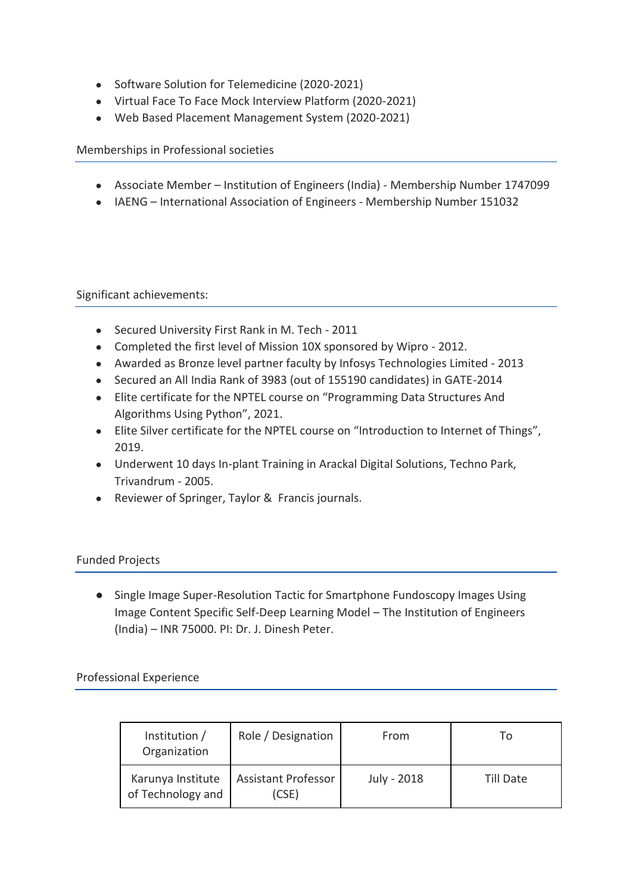- Software Solution for Telemedicine (2020-2021)
- Virtual Face To Face Mock Interview Platform (2020-2021)
- Web Based Placement Management System (2020-2021)

## Memberships in Professional societies

- Associate Member – Institution of Engineers (India) - Membership Number 1747099
- IAENG – International Association of Engineers - Membership Number 151032

## Significant achievements:

- Secured University First Rank in M. Tech - 2011
- Completed the first level of Mission 10X sponsored by Wipro - 2012.
- Awarded as Bronze level partner faculty by Infosys Technologies Limited - 2013
- Secured an All India Rank of 3983 (out of 155190 candidates) in GATE-2014
- Elite certificate for the NPTEL course on "Programming Data Structures And Algorithms Using Python", 2021.
- Elite Silver certificate for the NPTEL course on "Introduction to Internet of Things", 2019.
- Underwent 10 days In-plant Training in Arackal Digital Solutions, Techno Park, Trivandrum - 2005.
- Reviewer of Springer, Taylor & Francis journals.

## Funded Projects

- Single Image Super-Resolution Tactic for Smartphone Fundoscopy Images Using Image Content Specific Self-Deep Learning Model – The Institution of Engineers (India) – INR 75000. PI: Dr. J. Dinesh Peter.

## Professional Experience

| Institution / Organization | Role / Designation | From | To |
|---|---|---|---|
| Karunya Institute of Technology and | Assistant Professor (CSE) | July - 2018 | Till Date |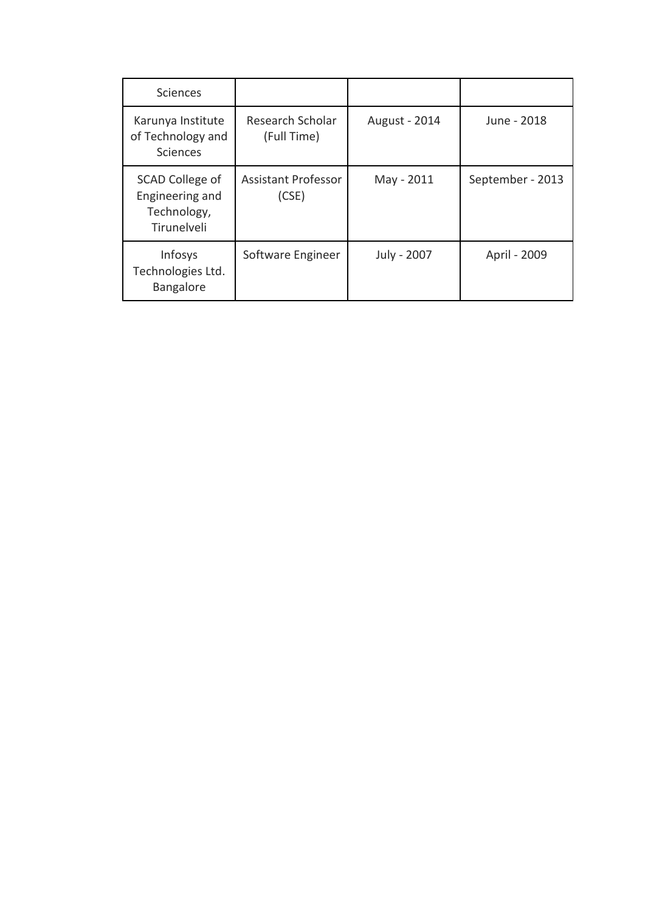| | | | |
|---|---|---|---|
| Sciences | | | |
| Karunya Institute of Technology and Sciences | Research Scholar (Full Time) | August - 2014 | June - 2018 |
| SCAD College of Engineering and Technology, Tirunelveli | Assistant Professor (CSE) | May - 2011 | September - 2013 |
| Infosys Technologies Ltd. Bangalore | Software Engineer | July - 2007 | April - 2009 |